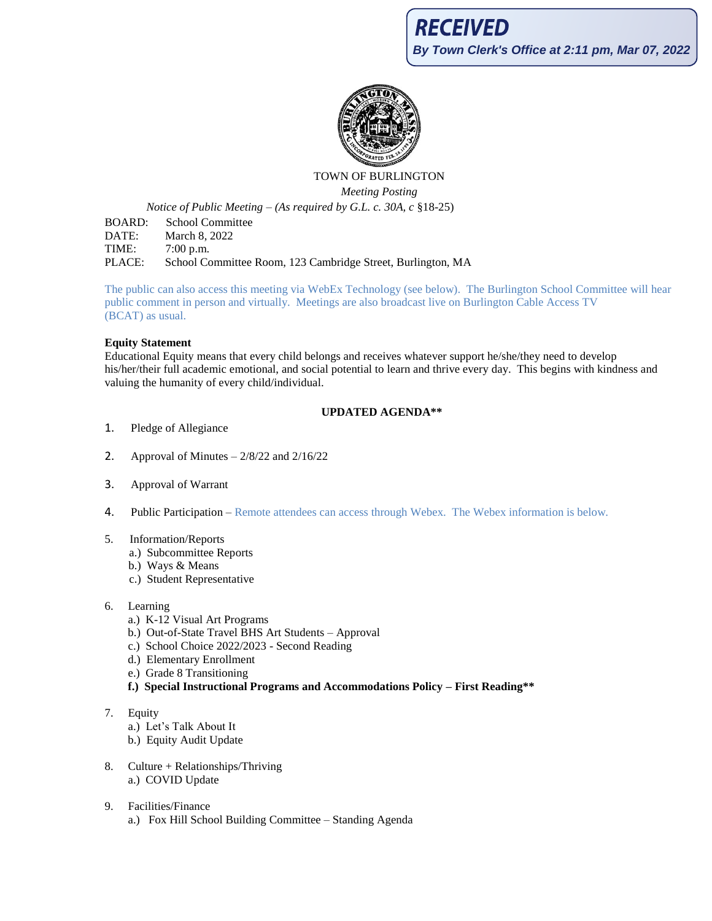**RECEIVED**
*By Town Clerk's Office at 2:11 pm, Mar 07, 2022*

TOWN OF BURLINGTON

*Meeting Posting*

*Notice of Public Meeting – (As required by G.L. c. 30A, c* §18-25)

BOARD: School Committee
DATE: March 8, 2022
TIME: 7:00 p.m.
PLACE: School Committee Room, 123 Cambridge Street, Burlington, MA

The public can also access this meeting via WebEx Technology (see below). The Burlington School Committee will hear public comment in person and virtually. Meetings are also broadcast live on Burlington Cable Access TV (BCAT) as usual.

**Equity Statement**

Educational Equity means that every child belongs and receives whatever support he/she/they need to develop his/her/their full academic emotional, and social potential to learn and thrive every day. This begins with kindness and valuing the humanity of every child/individual.

**UPDATED AGENDA**\*\***

1. Pledge of Allegiance

2. Approval of Minutes – 2/8/22 and 2/16/22

3. Approval of Warrant

4. Public Participation – Remote attendees can access through Webex. The Webex information is below.

5. Information/Reports
   a.) Subcommittee Reports
   b.) Ways & Means
   c.) Student Representative

6. Learning
   a.) K-12 Visual Art Programs
   b.) Out-of-State Travel BHS Art Students – Approval
   c.) School Choice 2022/2023 - Second Reading
   d.) Elementary Enrollment
   e.) Grade 8 Transitioning
   **f.) Special Instructional Programs and Accommodations Policy – First Reading**\*\***

7. Equity
   a.) Let's Talk About It
   b.) Equity Audit Update

8. Culture + Relationships/Thriving
   a.) COVID Update

9. Facilities/Finance
   a.) Fox Hill School Building Committee – Standing Agenda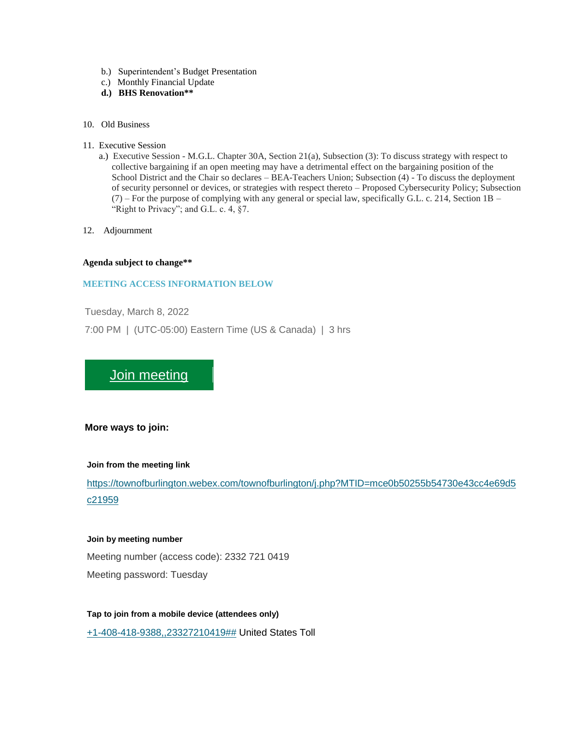b.) Superintendent's Budget Presentation
c.) Monthly Financial Update
**d.) BHS Renovation****

10. Old Business

11. Executive Session
    a.) Executive Session - M.G.L. Chapter 30A, Section 21(a), Subsection (3): To discuss strategy with respect to collective bargaining if an open meeting may have a detrimental effect on the bargaining position of the School District and the Chair so declares – BEA-Teachers Union; Subsection (4) - To discuss the deployment of security personnel or devices, or strategies with respect thereto – Proposed Cybersecurity Policy; Subsection (7) – For the purpose of complying with any general or special law, specifically G.L. c. 214, Section 1B – "Right to Privacy"; and G.L. c. 4, §7.

12. Adjournment

**Agenda subject to change****

**MEETING ACCESS INFORMATION BELOW**

Tuesday, March 8, 2022

7:00 PM | (UTC-05:00) Eastern Time (US & Canada) | 3 hrs

[Join meeting]

**More ways to join:**

**Join from the meeting link**

https://townofburlington.webex.com/townofburlington/j.php?MTID=mce0b50255b54730e43cc4e69d5c21959

**Join by meeting number**

Meeting number (access code): 2332 721 0419

Meeting password: Tuesday

**Tap to join from a mobile device (attendees only)**

+1-408-418-9388,,23327210419## United States Toll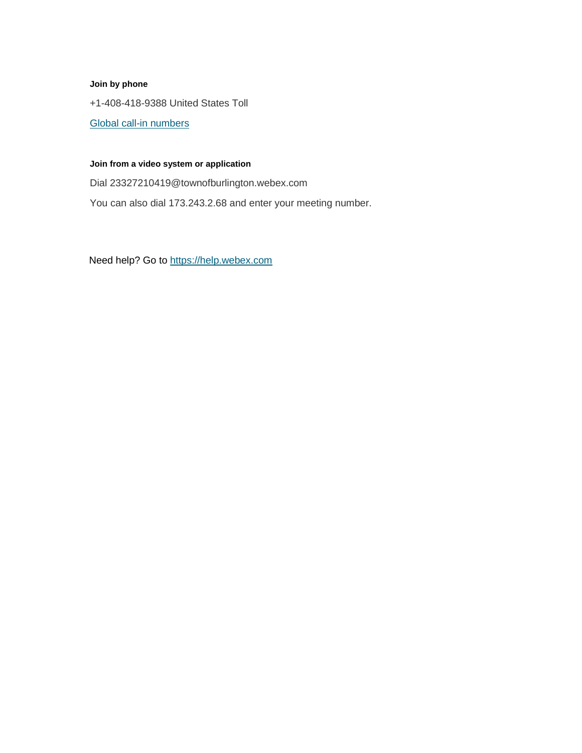**Join by phone**

+1-408-418-9388 United States Toll

[Global call-in numbers]

**Join from a video system or application**

Dial 23327210419@townofburlington.webex.com

You can also dial 173.243.2.68 and enter your meeting number.

Need help? Go to https://help.webex.com